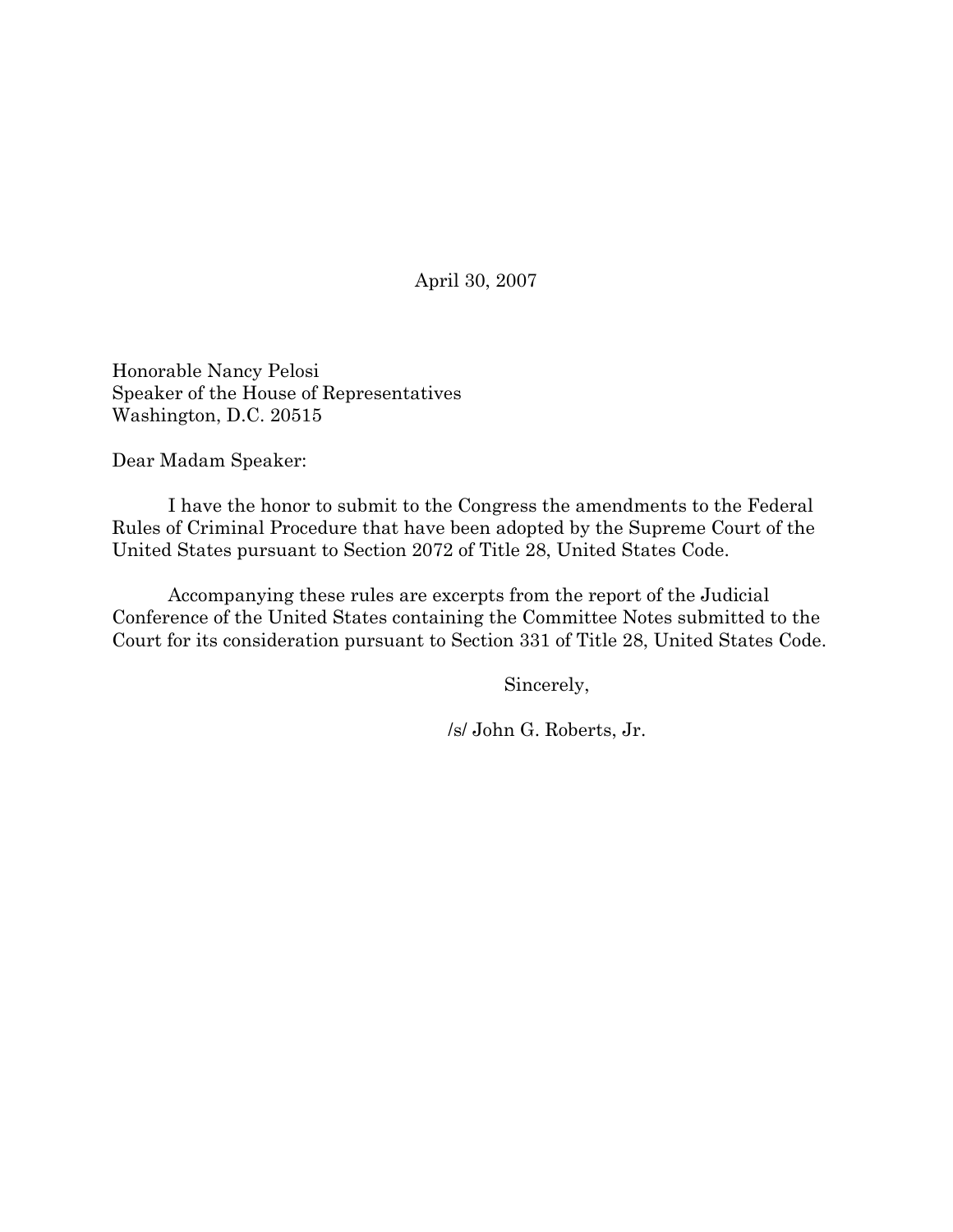April 30, 2007

Honorable Nancy Pelosi
Speaker of the House of Representatives
Washington, D.C. 20515

Dear Madam Speaker:

I have the honor to submit to the Congress the amendments to the Federal Rules of Criminal Procedure that have been adopted by the Supreme Court of the United States pursuant to Section 2072 of Title 28, United States Code.

Accompanying these rules are excerpts from the report of the Judicial Conference of the United States containing the Committee Notes submitted to the Court for its consideration pursuant to Section 331 of Title 28, United States Code.

Sincerely,

/s/ John G. Roberts, Jr.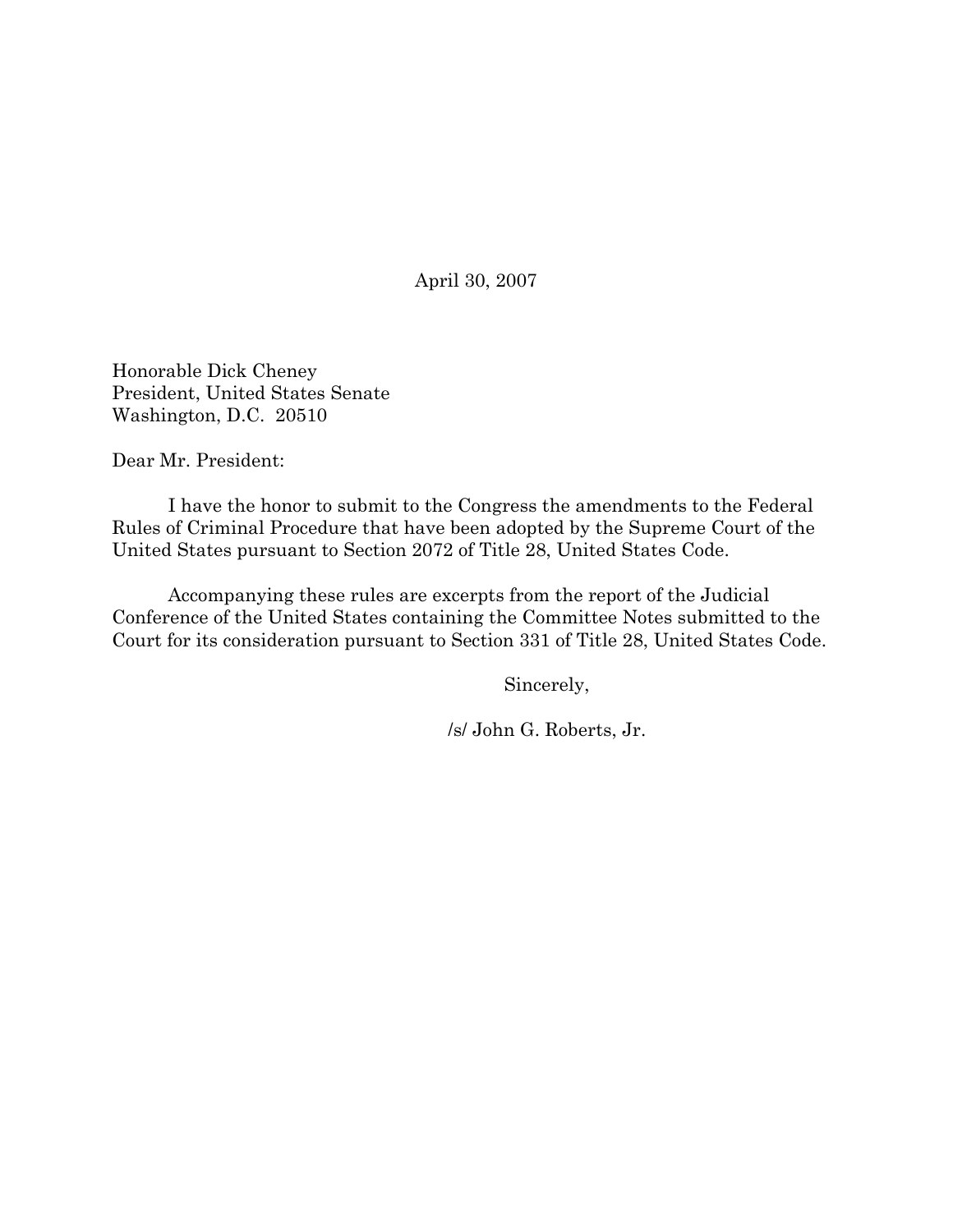April 30, 2007

Honorable Dick Cheney
President, United States Senate
Washington, D.C. 20510

Dear Mr. President:

I have the honor to submit to the Congress the amendments to the Federal Rules of Criminal Procedure that have been adopted by the Supreme Court of the United States pursuant to Section 2072 of Title 28, United States Code.

Accompanying these rules are excerpts from the report of the Judicial Conference of the United States containing the Committee Notes submitted to the Court for its consideration pursuant to Section 331 of Title 28, United States Code.

Sincerely,

/s/ John G. Roberts, Jr.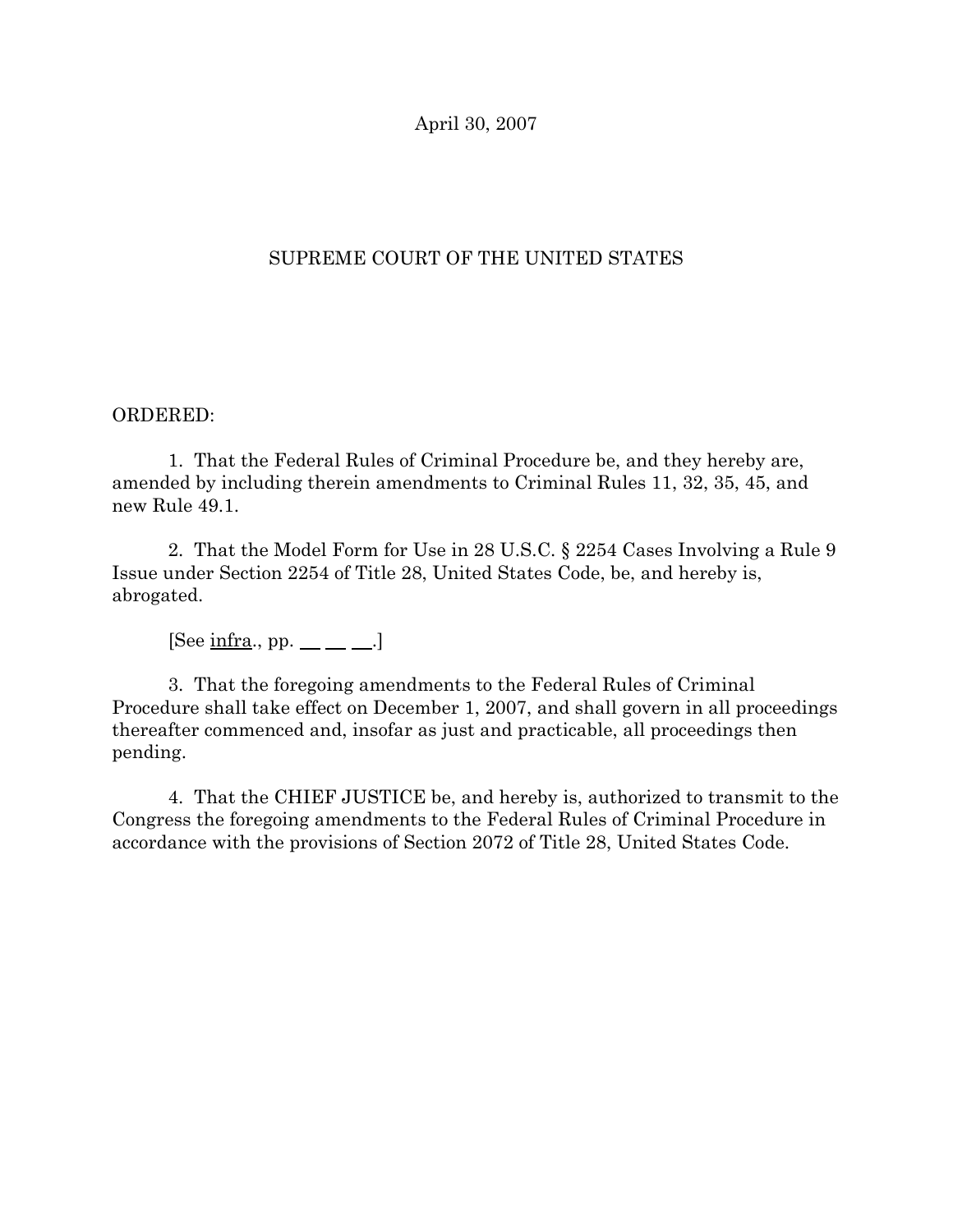April 30, 2007

SUPREME COURT OF THE UNITED STATES

ORDERED:

1. That the Federal Rules of Criminal Procedure be, and they hereby are, amended by including therein amendments to Criminal Rules 11, 32, 35, 45, and new Rule 49.1.

2. That the Model Form for Use in 28 U.S.C. § 2254 Cases Involving a Rule 9 Issue under Section 2254 of Title 28, United States Code, be, and hereby is, abrogated.

[See infra., pp. __ __ __.]

3. That the foregoing amendments to the Federal Rules of Criminal Procedure shall take effect on December 1, 2007, and shall govern in all proceedings thereafter commenced and, insofar as just and practicable, all proceedings then pending.

4. That the CHIEF JUSTICE be, and hereby is, authorized to transmit to the Congress the foregoing amendments to the Federal Rules of Criminal Procedure in accordance with the provisions of Section 2072 of Title 28, United States Code.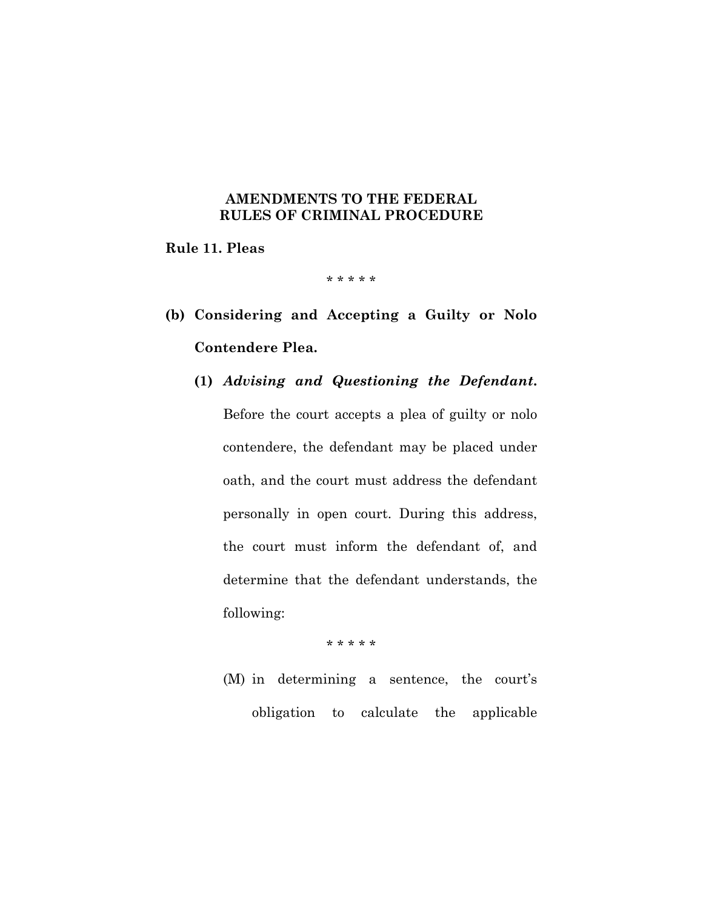# AMENDMENTS TO THE FEDERAL RULES OF CRIMINAL PROCEDURE

**Rule 11. Pleas**

\* \* \* \* \*

**(b) Considering and Accepting a Guilty or Nolo Contendere Plea.**

**(1)** ***Advising and Questioning the Defendant.*** Before the court accepts a plea of guilty or nolo contendere, the defendant may be placed under oath, and the court must address the defendant personally in open court. During this address, the court must inform the defendant of, and determine that the defendant understands, the following:

\* \* \* \* \*

(M) in determining a sentence, the court's obligation to calculate the applicable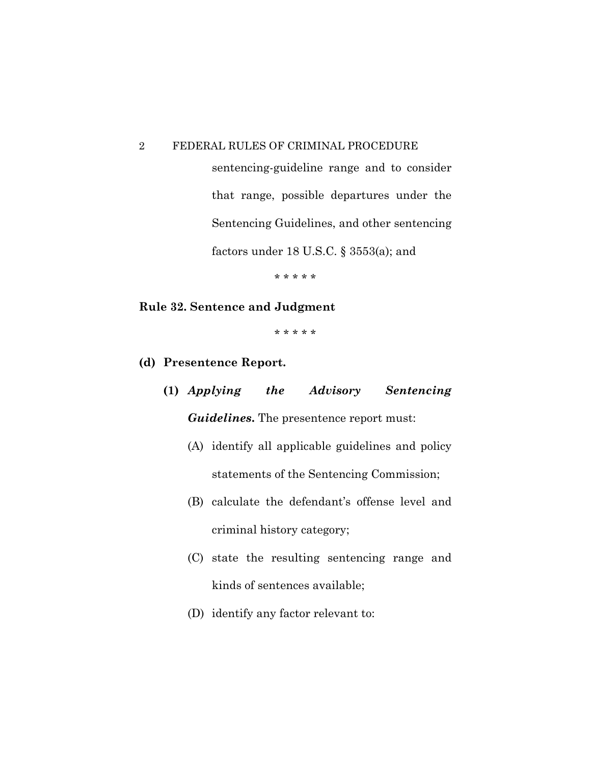sentencing-guideline range and to consider that range, possible departures under the Sentencing Guidelines, and other sentencing factors under 18 U.S.C. § 3553(a); and

\* \* \* \* \*

**Rule 32. Sentence and Judgment**

\* \* \* \* \*

**(d) Presentence Report.**

**(1)** ***Applying the Advisory Sentencing Guidelines.*** The presentence report must:

(A) identify all applicable guidelines and policy statements of the Sentencing Commission;

(B) calculate the defendant's offense level and criminal history category;

(C) state the resulting sentencing range and kinds of sentences available;

(D) identify any factor relevant to: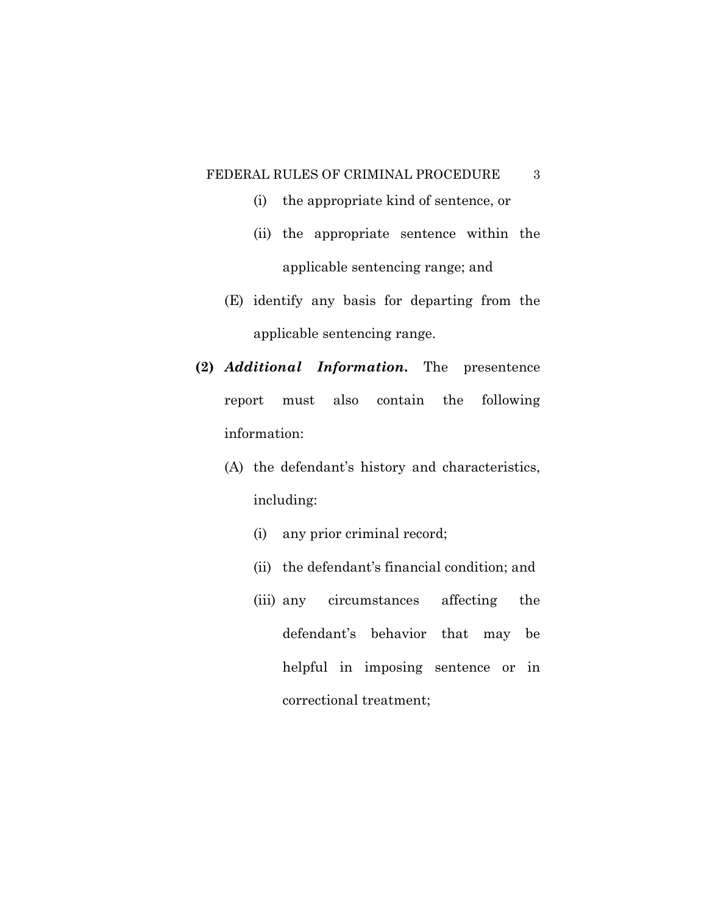(i) the appropriate kind of sentence, or

(ii) the appropriate sentence within the applicable sentencing range; and

(E) identify any basis for departing from the applicable sentencing range.

**(2)** ***Additional Information.*** The presentence report must also contain the following information:

(A) the defendant's history and characteristics, including:

(i) any prior criminal record;

(ii) the defendant's financial condition; and

(iii) any circumstances affecting the defendant's behavior that may be helpful in imposing sentence or in correctional treatment;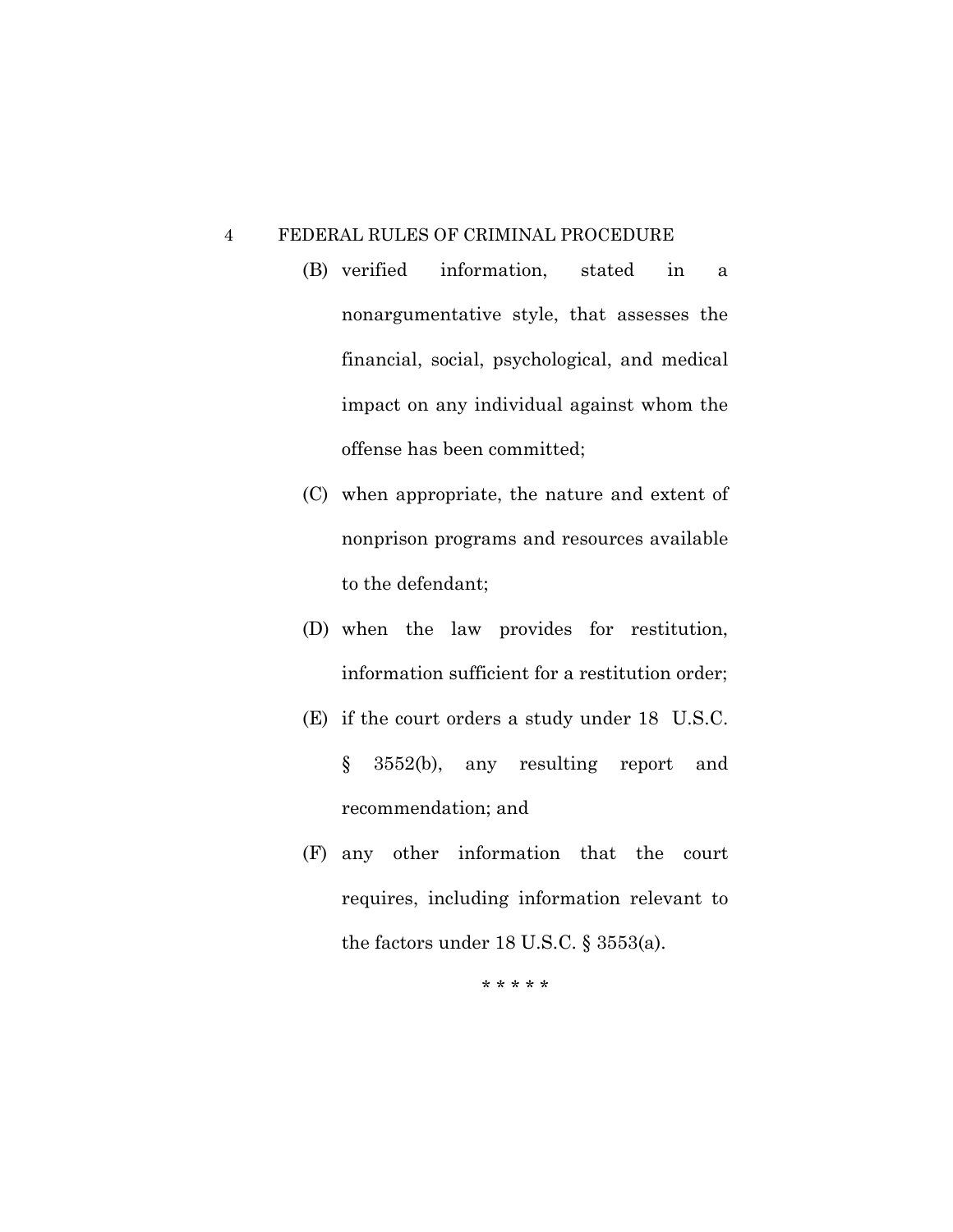(B) verified information, stated in a nonargumentative style, that assesses the financial, social, psychological, and medical impact on any individual against whom the offense has been committed;

(C) when appropriate, the nature and extent of nonprison programs and resources available to the defendant;

(D) when the law provides for restitution, information sufficient for a restitution order;

(E) if the court orders a study under 18 U.S.C. § 3552(b), any resulting report and recommendation; and

(F) any other information that the court requires, including information relevant to the factors under 18 U.S.C. § 3553(a).

* * * * *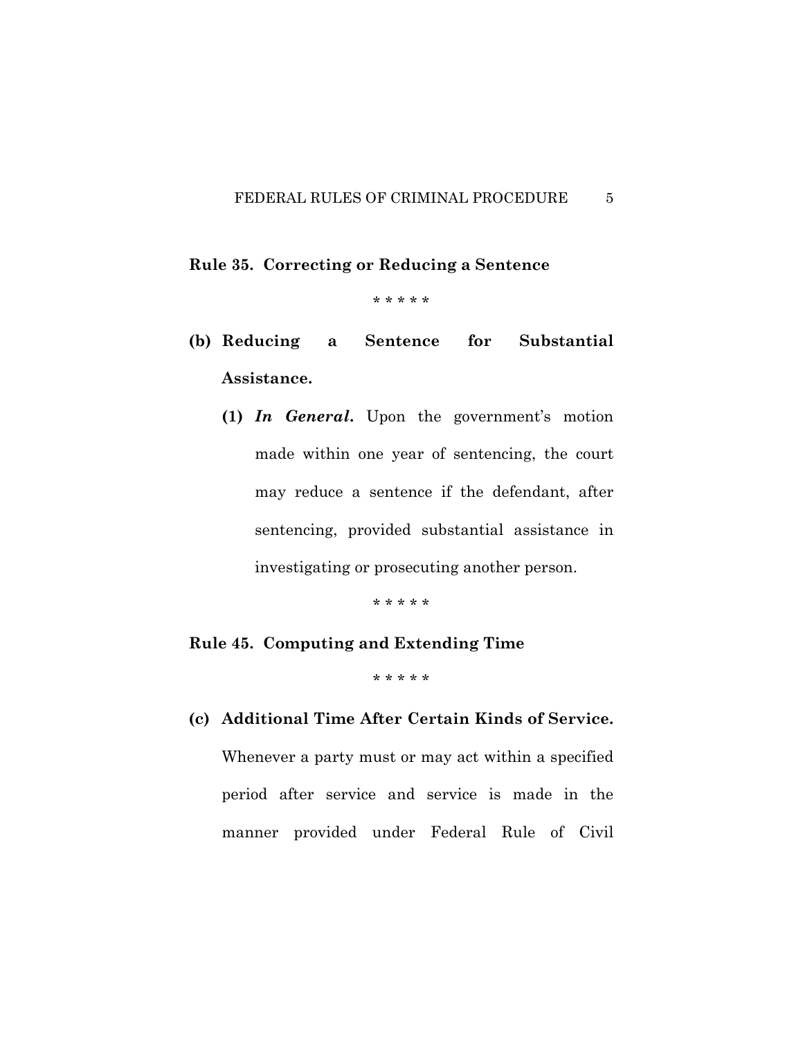**Rule 35. Correcting or Reducing a Sentence**

\* \* \* \* \*

**(b) Reducing a Sentence for Substantial Assistance.**

**(1)** ***In General.*** Upon the government's motion made within one year of sentencing, the court may reduce a sentence if the defendant, after sentencing, provided substantial assistance in investigating or prosecuting another person.

\* \* \* \* \*

**Rule 45. Computing and Extending Time**

\* \* \* \* \*

**(c) Additional Time After Certain Kinds of Service.** Whenever a party must or may act within a specified period after service and service is made in the manner provided under Federal Rule of Civil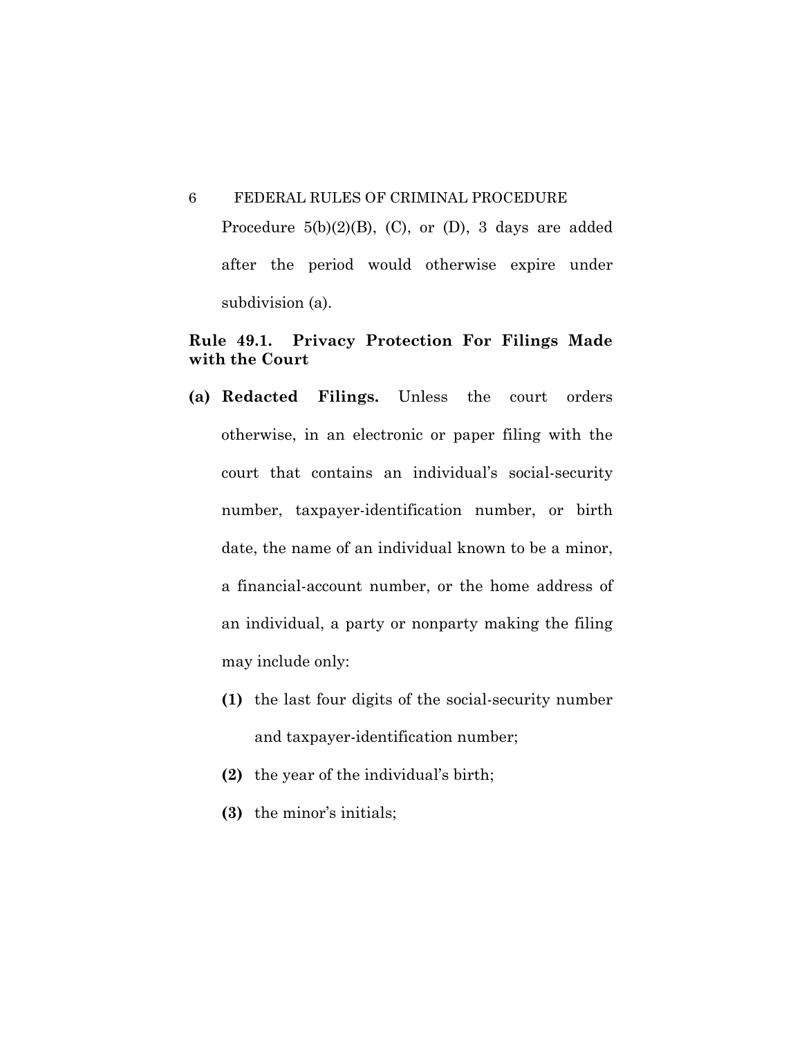Procedure 5(b)(2)(B), (C), or (D), 3 days are added after the period would otherwise expire under subdivision (a).

## Rule 49.1. Privacy Protection For Filings Made with the Court

**(a) Redacted Filings.** Unless the court orders otherwise, in an electronic or paper filing with the court that contains an individual's social-security number, taxpayer-identification number, or birth date, the name of an individual known to be a minor, a financial-account number, or the home address of an individual, a party or nonparty making the filing may include only:

- **(1)** the last four digits of the social-security number and taxpayer-identification number;
- **(2)** the year of the individual's birth;
- **(3)** the minor's initials;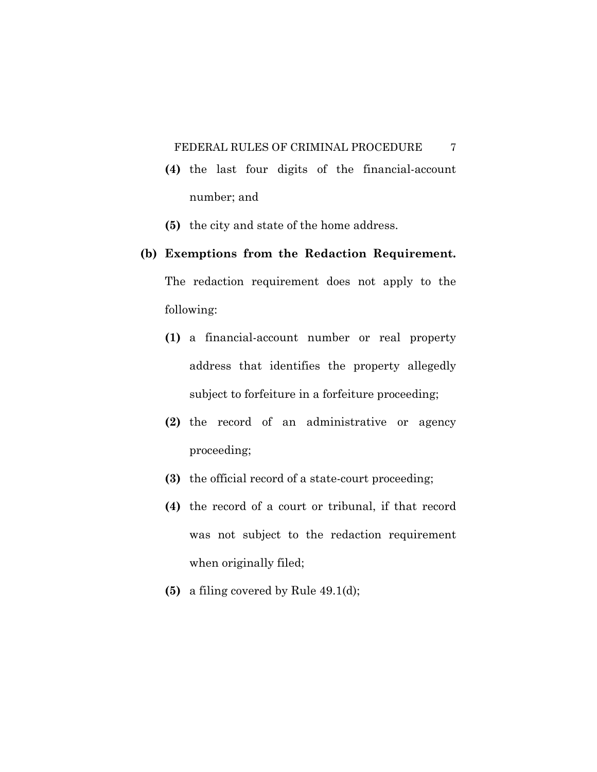**(4)** the last four digits of the financial-account number; and

**(5)** the city and state of the home address.

**(b) Exemptions from the Redaction Requirement.** The redaction requirement does not apply to the following:

**(1)** a financial-account number or real property address that identifies the property allegedly subject to forfeiture in a forfeiture proceeding;

**(2)** the record of an administrative or agency proceeding;

**(3)** the official record of a state-court proceeding;

**(4)** the record of a court or tribunal, if that record was not subject to the redaction requirement when originally filed;

**(5)** a filing covered by Rule 49.1(d);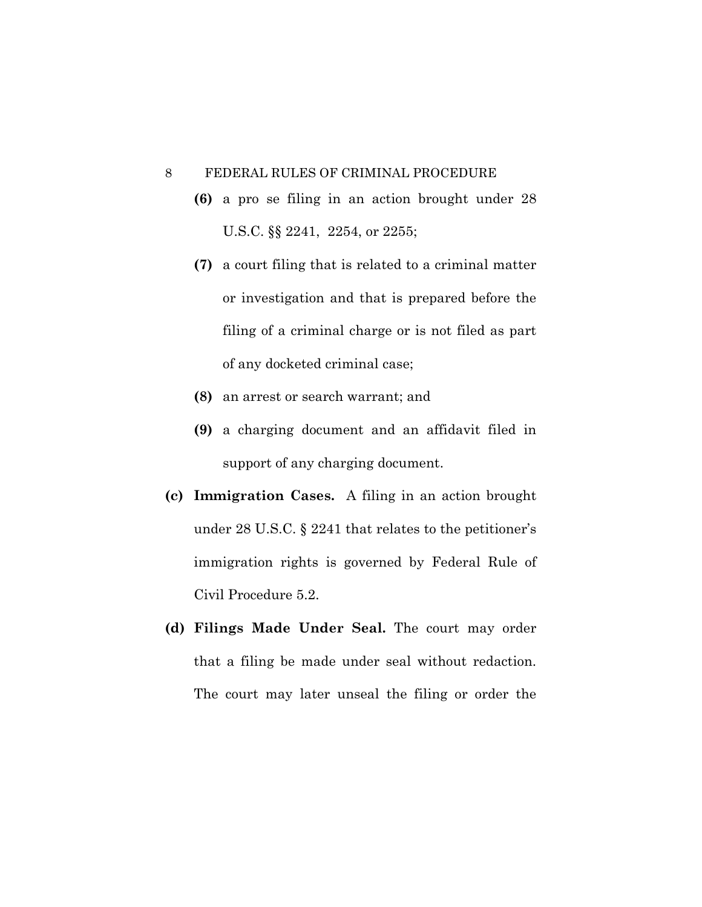**(6)** a pro se filing in an action brought under 28 U.S.C. §§ 2241, 2254, or 2255;

**(7)** a court filing that is related to a criminal matter or investigation and that is prepared before the filing of a criminal charge or is not filed as part of any docketed criminal case;

**(8)** an arrest or search warrant; and

**(9)** a charging document and an affidavit filed in support of any charging document.

**(c) Immigration Cases.** A filing in an action brought under 28 U.S.C. § 2241 that relates to the petitioner's immigration rights is governed by Federal Rule of Civil Procedure 5.2.

**(d) Filings Made Under Seal.** The court may order that a filing be made under seal without redaction. The court may later unseal the filing or order the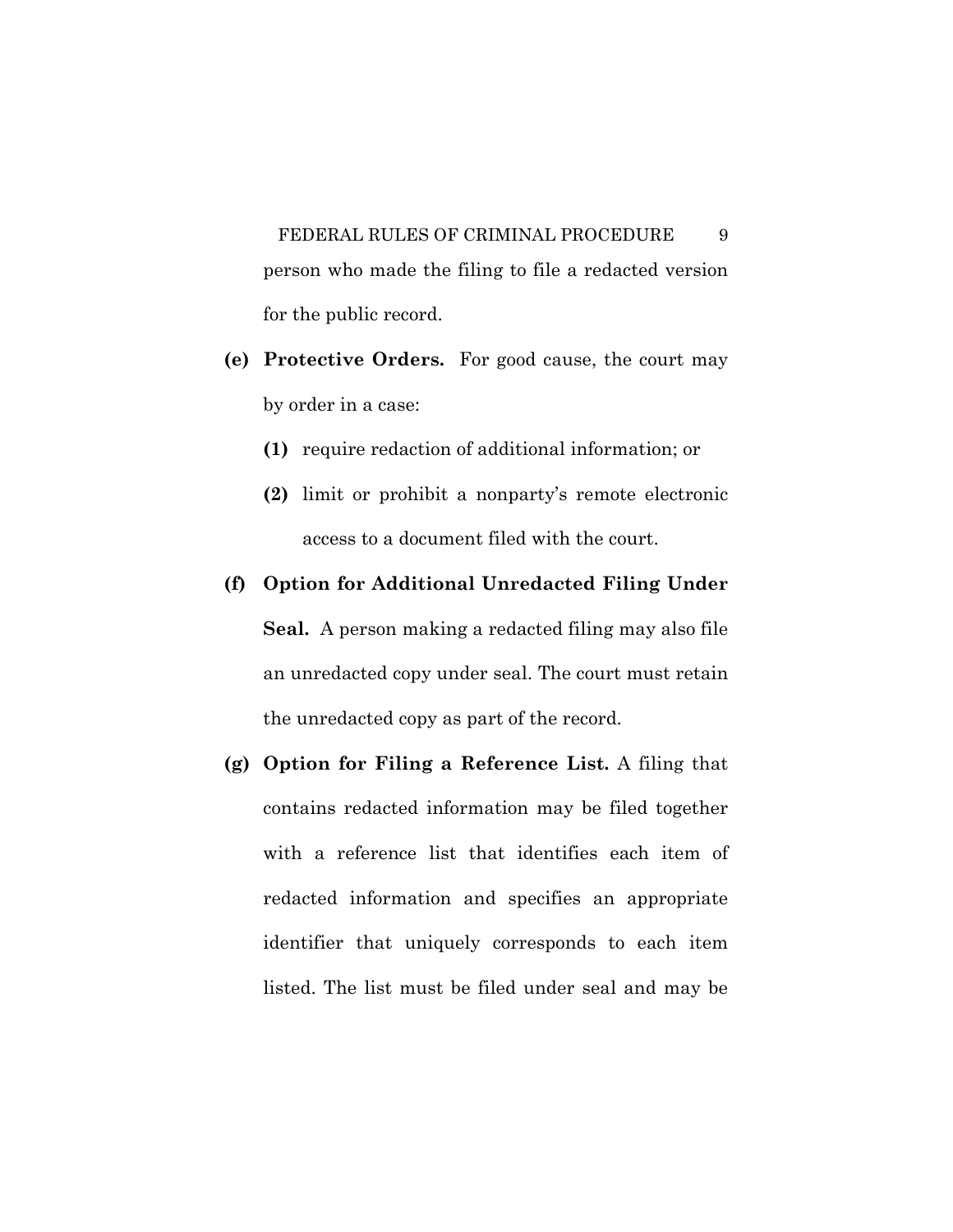person who made the filing to file a redacted version for the public record.

**(e) Protective Orders.** For good cause, the court may by order in a case:

**(1)** require redaction of additional information; or

**(2)** limit or prohibit a nonparty's remote electronic access to a document filed with the court.

**(f) Option for Additional Unredacted Filing Under Seal.** A person making a redacted filing may also file an unredacted copy under seal. The court must retain the unredacted copy as part of the record.

**(g) Option for Filing a Reference List.** A filing that contains redacted information may be filed together with a reference list that identifies each item of redacted information and specifies an appropriate identifier that uniquely corresponds to each item listed. The list must be filed under seal and may be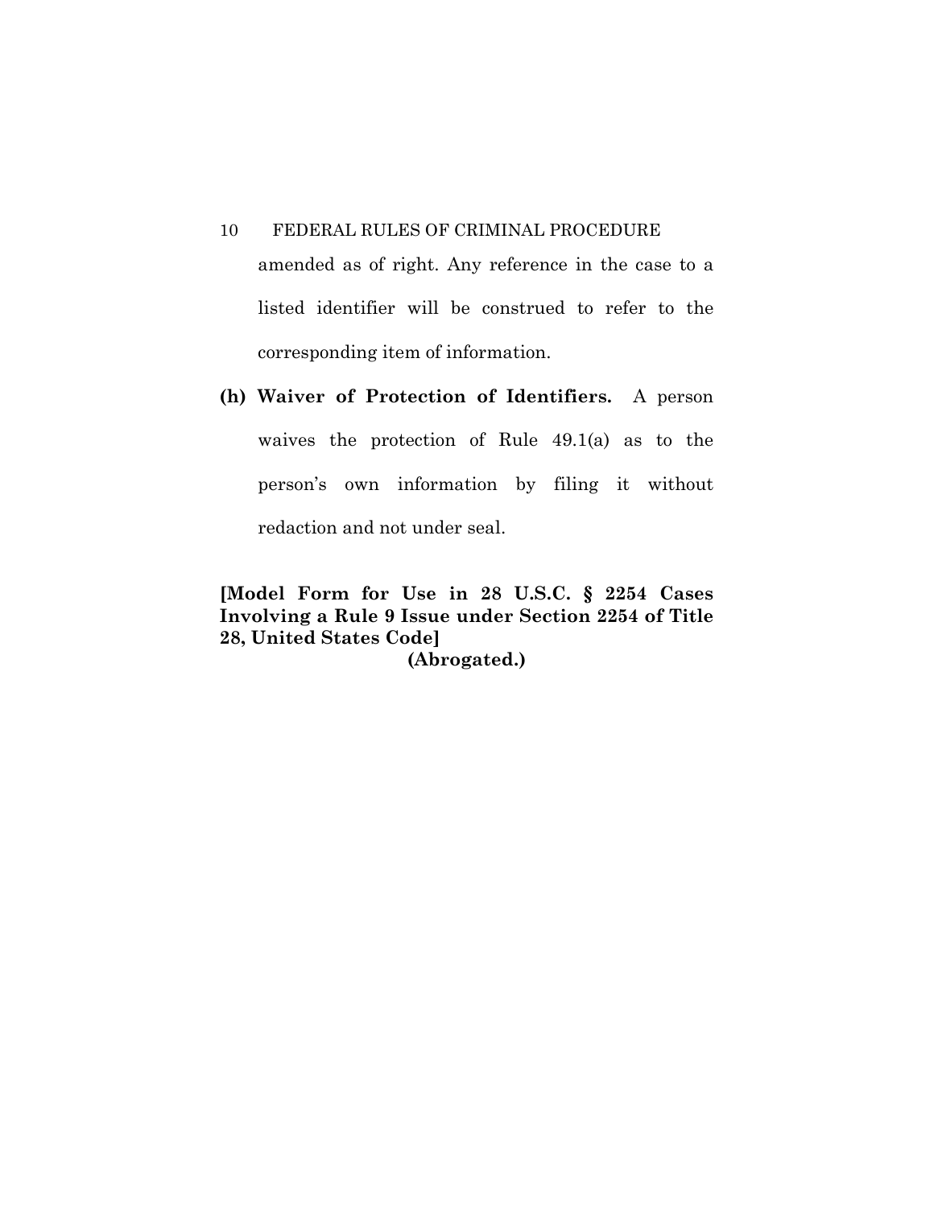amended as of right. Any reference in the case to a listed identifier will be construed to refer to the corresponding item of information.

**(h) Waiver of Protection of Identifiers.** A person waives the protection of Rule 49.1(a) as to the person's own information by filing it without redaction and not under seal.

**[Model Form for Use in 28 U.S.C. § 2254 Cases Involving a Rule 9 Issue under Section 2254 of Title 28, United States Code]**

**(Abrogated.)**